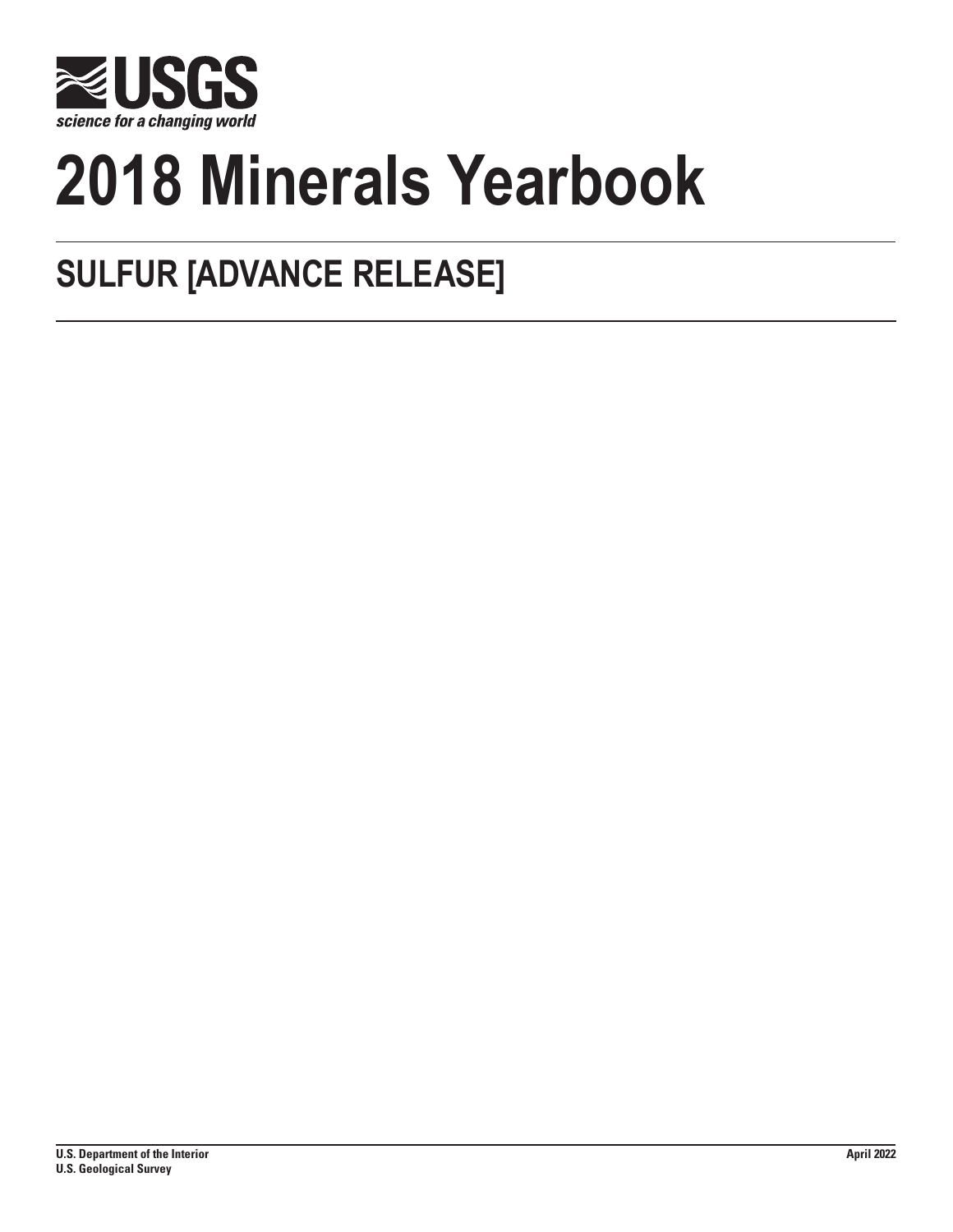USGS

science for a changing world

# 2018 Minerals Yearbook

## SULFUR [ADVANCE RELEASE]

U.S. Department of the Interior
U.S. Geological Survey

April 2022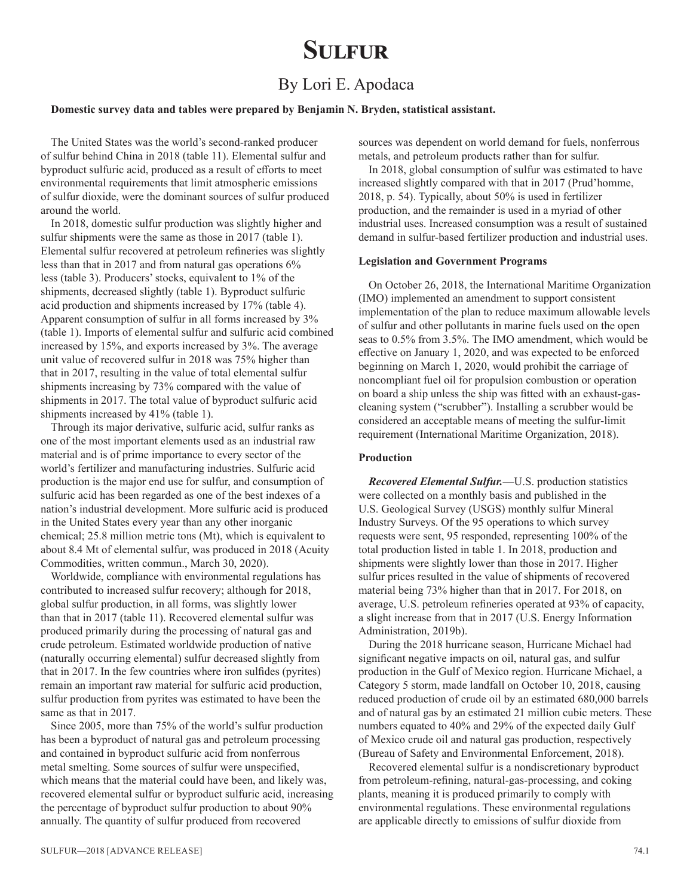# Sulfur

## By Lori E. Apodaca

**Domestic survey data and tables were prepared by Benjamin N. Bryden, statistical assistant.**

The United States was the world's second-ranked producer of sulfur behind China in 2018 (table 11). Elemental sulfur and byproduct sulfuric acid, produced as a result of efforts to meet environmental requirements that limit atmospheric emissions of sulfur dioxide, were the dominant sources of sulfur produced around the world.

In 2018, domestic sulfur production was slightly higher and sulfur shipments were the same as those in 2017 (table 1). Elemental sulfur recovered at petroleum refineries was slightly less than that in 2017 and from natural gas operations 6% less (table 3). Producers' stocks, equivalent to 1% of the shipments, decreased slightly (table 1). Byproduct sulfuric acid production and shipments increased by 17% (table 4). Apparent consumption of sulfur in all forms increased by 3% (table 1). Imports of elemental sulfur and sulfuric acid combined increased by 15%, and exports increased by 3%. The average unit value of recovered sulfur in 2018 was 75% higher than that in 2017, resulting in the value of total elemental sulfur shipments increasing by 73% compared with the value of shipments in 2017. The total value of byproduct sulfuric acid shipments increased by 41% (table 1).

Through its major derivative, sulfuric acid, sulfur ranks as one of the most important elements used as an industrial raw material and is of prime importance to every sector of the world's fertilizer and manufacturing industries. Sulfuric acid production is the major end use for sulfur, and consumption of sulfuric acid has been regarded as one of the best indexes of a nation's industrial development. More sulfuric acid is produced in the United States every year than any other inorganic chemical; 25.8 million metric tons (Mt), which is equivalent to about 8.4 Mt of elemental sulfur, was produced in 2018 (Acuity Commodities, written commun., March 30, 2020).

Worldwide, compliance with environmental regulations has contributed to increased sulfur recovery; although for 2018, global sulfur production, in all forms, was slightly lower than that in 2017 (table 11). Recovered elemental sulfur was produced primarily during the processing of natural gas and crude petroleum. Estimated worldwide production of native (naturally occurring elemental) sulfur decreased slightly from that in 2017. In the few countries where iron sulfides (pyrites) remain an important raw material for sulfuric acid production, sulfur production from pyrites was estimated to have been the same as that in 2017.

Since 2005, more than 75% of the world's sulfur production has been a byproduct of natural gas and petroleum processing and contained in byproduct sulfuric acid from nonferrous metal smelting. Some sources of sulfur were unspecified, which means that the material could have been, and likely was, recovered elemental sulfur or byproduct sulfuric acid, increasing the percentage of byproduct sulfur production to about 90% annually. The quantity of sulfur produced from recovered sources was dependent on world demand for fuels, nonferrous metals, and petroleum products rather than for sulfur.

In 2018, global consumption of sulfur was estimated to have increased slightly compared with that in 2017 (Prud'homme, 2018, p. 54). Typically, about 50% is used in fertilizer production, and the remainder is used in a myriad of other industrial uses. Increased consumption was a result of sustained demand in sulfur-based fertilizer production and industrial uses.

### Legislation and Government Programs

On October 26, 2018, the International Maritime Organization (IMO) implemented an amendment to support consistent implementation of the plan to reduce maximum allowable levels of sulfur and other pollutants in marine fuels used on the open seas to 0.5% from 3.5%. The IMO amendment, which would be effective on January 1, 2020, and was expected to be enforced beginning on March 1, 2020, would prohibit the carriage of noncompliant fuel oil for propulsion combustion or operation on board a ship unless the ship was fitted with an exhaust-gas-cleaning system ("scrubber"). Installing a scrubber would be considered an acceptable means of meeting the sulfur-limit requirement (International Maritime Organization, 2018).

### Production

***Recovered Elemental Sulfur.***—U.S. production statistics were collected on a monthly basis and published in the U.S. Geological Survey (USGS) monthly sulfur Mineral Industry Surveys. Of the 95 operations to which survey requests were sent, 95 responded, representing 100% of the total production listed in table 1. In 2018, production and shipments were slightly lower than those in 2017. Higher sulfur prices resulted in the value of shipments of recovered material being 73% higher than that in 2017. For 2018, on average, U.S. petroleum refineries operated at 93% of capacity, a slight increase from that in 2017 (U.S. Energy Information Administration, 2019b).

During the 2018 hurricane season, Hurricane Michael had significant negative impacts on oil, natural gas, and sulfur production in the Gulf of Mexico region. Hurricane Michael, a Category 5 storm, made landfall on October 10, 2018, causing reduced production of crude oil by an estimated 680,000 barrels and of natural gas by an estimated 21 million cubic meters. These numbers equated to 40% and 29% of the expected daily Gulf of Mexico crude oil and natural gas production, respectively (Bureau of Safety and Environmental Enforcement, 2018).

Recovered elemental sulfur is a nondiscretionary byproduct from petroleum-refining, natural-gas-processing, and coking plants, meaning it is produced primarily to comply with environmental regulations. These environmental regulations are applicable directly to emissions of sulfur dioxide from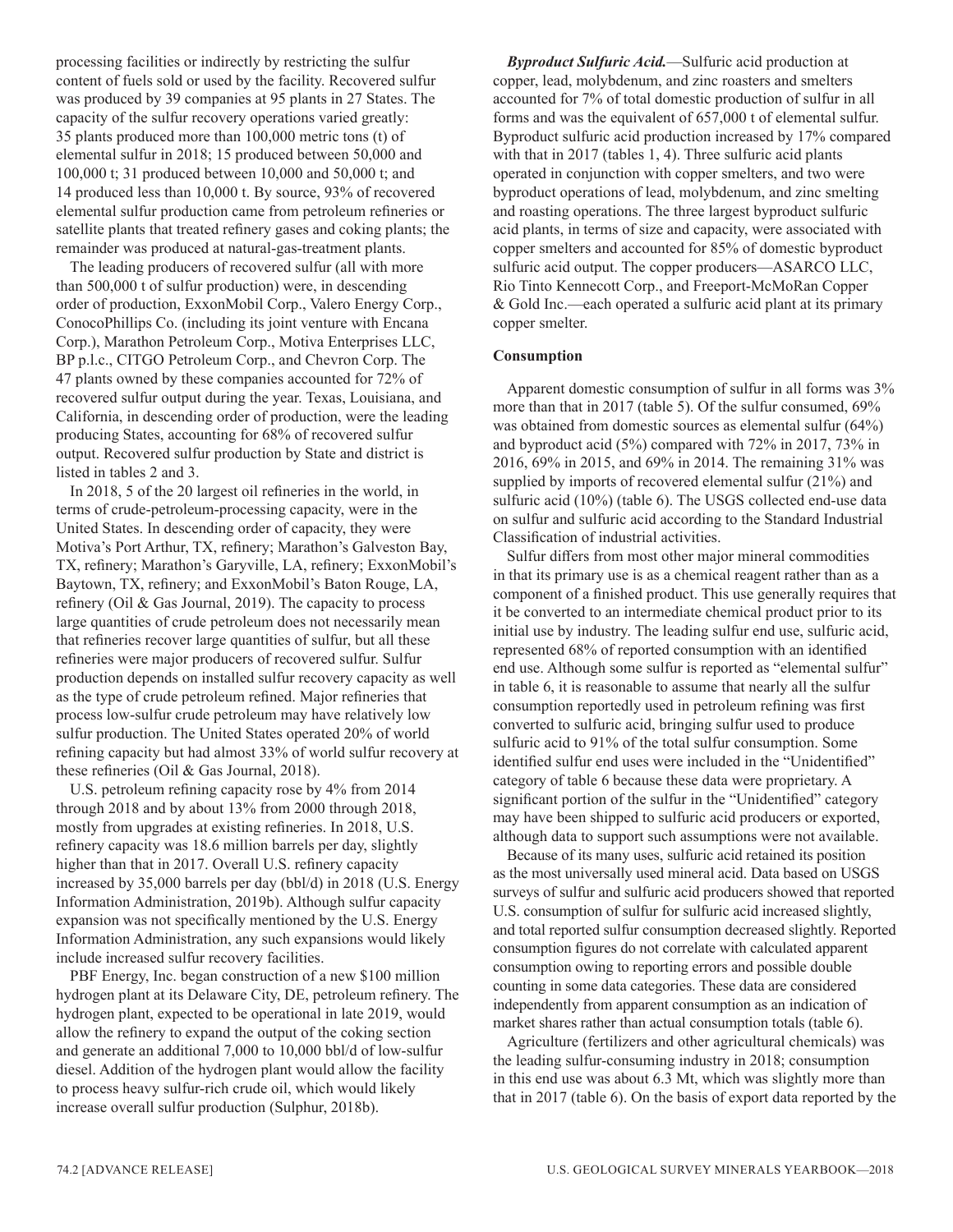processing facilities or indirectly by restricting the sulfur content of fuels sold or used by the facility. Recovered sulfur was produced by 39 companies at 95 plants in 27 States. The capacity of the sulfur recovery operations varied greatly: 35 plants produced more than 100,000 metric tons (t) of elemental sulfur in 2018; 15 produced between 50,000 and 100,000 t; 31 produced between 10,000 and 50,000 t; and 14 produced less than 10,000 t. By source, 93% of recovered elemental sulfur production came from petroleum refineries or satellite plants that treated refinery gases and coking plants; the remainder was produced at natural-gas-treatment plants.

The leading producers of recovered sulfur (all with more than 500,000 t of sulfur production) were, in descending order of production, ExxonMobil Corp., Valero Energy Corp., ConocoPhillips Co. (including its joint venture with Encana Corp.), Marathon Petroleum Corp., Motiva Enterprises LLC, BP p.l.c., CITGO Petroleum Corp., and Chevron Corp. The 47 plants owned by these companies accounted for 72% of recovered sulfur output during the year. Texas, Louisiana, and California, in descending order of production, were the leading producing States, accounting for 68% of recovered sulfur output. Recovered sulfur production by State and district is listed in tables 2 and 3.

In 2018, 5 of the 20 largest oil refineries in the world, in terms of crude-petroleum-processing capacity, were in the United States. In descending order of capacity, they were Motiva's Port Arthur, TX, refinery; Marathon's Galveston Bay, TX, refinery; Marathon's Garyville, LA, refinery; ExxonMobil's Baytown, TX, refinery; and ExxonMobil's Baton Rouge, LA, refinery (Oil & Gas Journal, 2019). The capacity to process large quantities of crude petroleum does not necessarily mean that refineries recover large quantities of sulfur, but all these refineries were major producers of recovered sulfur. Sulfur production depends on installed sulfur recovery capacity as well as the type of crude petroleum refined. Major refineries that process low-sulfur crude petroleum may have relatively low sulfur production. The United States operated 20% of world refining capacity but had almost 33% of world sulfur recovery at these refineries (Oil & Gas Journal, 2018).

U.S. petroleum refining capacity rose by 4% from 2014 through 2018 and by about 13% from 2000 through 2018, mostly from upgrades at existing refineries. In 2018, U.S. refinery capacity was 18.6 million barrels per day, slightly higher than that in 2017. Overall U.S. refinery capacity increased by 35,000 barrels per day (bbl/d) in 2018 (U.S. Energy Information Administration, 2019b). Although sulfur capacity expansion was not specifically mentioned by the U.S. Energy Information Administration, any such expansions would likely include increased sulfur recovery facilities.

PBF Energy, Inc. began construction of a new $100 million hydrogen plant at its Delaware City, DE, petroleum refinery. The hydrogen plant, expected to be operational in late 2019, would allow the refinery to expand the output of the coking section and generate an additional 7,000 to 10,000 bbl/d of low-sulfur diesel. Addition of the hydrogen plant would allow the facility to process heavy sulfur-rich crude oil, which would likely increase overall sulfur production (Sulphur, 2018b).

***Byproduct Sulfuric Acid.***—Sulfuric acid production at copper, lead, molybdenum, and zinc roasters and smelters accounted for 7% of total domestic production of sulfur in all forms and was the equivalent of 657,000 t of elemental sulfur. Byproduct sulfuric acid production increased by 17% compared with that in 2017 (tables 1, 4). Three sulfuric acid plants operated in conjunction with copper smelters, and two were byproduct operations of lead, molybdenum, and zinc smelting and roasting operations. The three largest byproduct sulfuric acid plants, in terms of size and capacity, were associated with copper smelters and accounted for 85% of domestic byproduct sulfuric acid output. The copper producers—ASARCO LLC, Rio Tinto Kennecott Corp., and Freeport-McMoRan Copper & Gold Inc.—each operated a sulfuric acid plant at its primary copper smelter.

**Consumption**

Apparent domestic consumption of sulfur in all forms was 3% more than that in 2017 (table 5). Of the sulfur consumed, 69% was obtained from domestic sources as elemental sulfur (64%) and byproduct acid (5%) compared with 72% in 2017, 73% in 2016, 69% in 2015, and 69% in 2014. The remaining 31% was supplied by imports of recovered elemental sulfur (21%) and sulfuric acid (10%) (table 6). The USGS collected end-use data on sulfur and sulfuric acid according to the Standard Industrial Classification of industrial activities.

Sulfur differs from most other major mineral commodities in that its primary use is as a chemical reagent rather than as a component of a finished product. This use generally requires that it be converted to an intermediate chemical product prior to its initial use by industry. The leading sulfur end use, sulfuric acid, represented 68% of reported consumption with an identified end use. Although some sulfur is reported as "elemental sulfur" in table 6, it is reasonable to assume that nearly all the sulfur consumption reportedly used in petroleum refining was first converted to sulfuric acid, bringing sulfur used to produce sulfuric acid to 91% of the total sulfur consumption. Some identified sulfur end uses were included in the "Unidentified" category of table 6 because these data were proprietary. A significant portion of the sulfur in the "Unidentified" category may have been shipped to sulfuric acid producers or exported, although data to support such assumptions were not available.

Because of its many uses, sulfuric acid retained its position as the most universally used mineral acid. Data based on USGS surveys of sulfur and sulfuric acid producers showed that reported U.S. consumption of sulfur for sulfuric acid increased slightly, and total reported sulfur consumption decreased slightly. Reported consumption figures do not correlate with calculated apparent consumption owing to reporting errors and possible double counting in some data categories. These data are considered independently from apparent consumption as an indication of market shares rather than actual consumption totals (table 6).

Agriculture (fertilizers and other agricultural chemicals) was the leading sulfur-consuming industry in 2018; consumption in this end use was about 6.3 Mt, which was slightly more than that in 2017 (table 6). On the basis of export data reported by the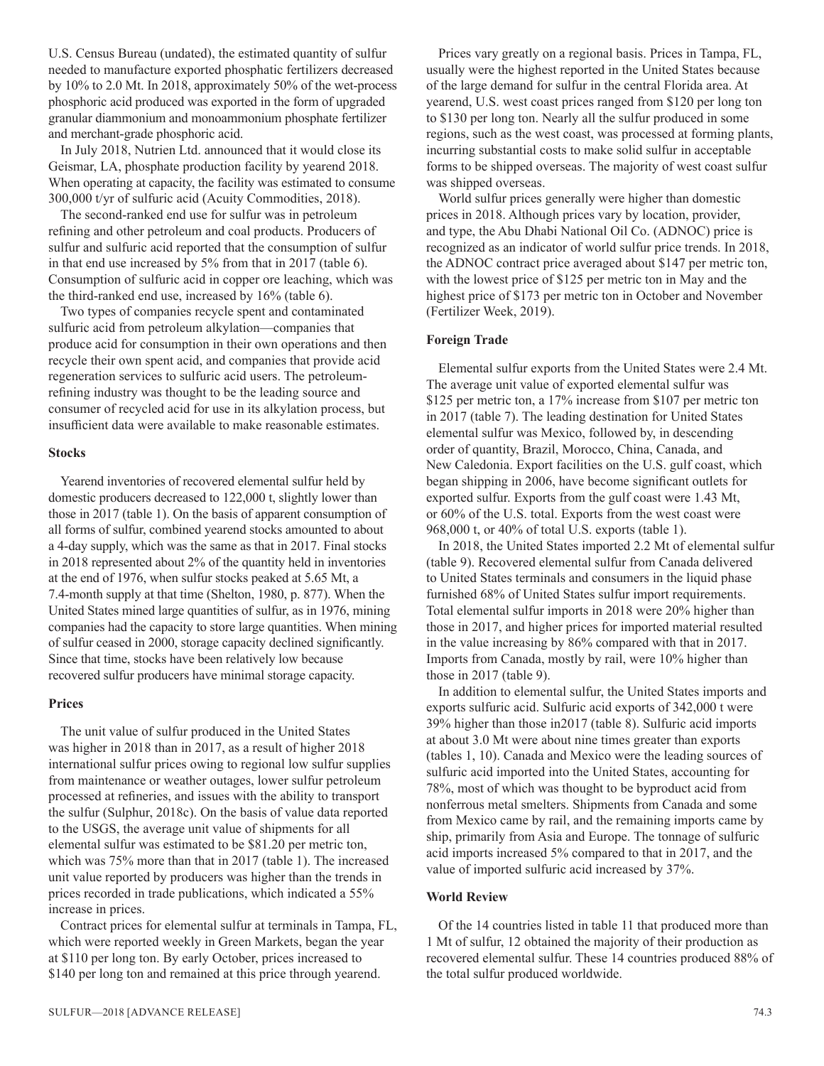U.S. Census Bureau (undated), the estimated quantity of sulfur needed to manufacture exported phosphatic fertilizers decreased by 10% to 2.0 Mt. In 2018, approximately 50% of the wet-process phosphoric acid produced was exported in the form of upgraded granular diammonium and monoammonium phosphate fertilizer and merchant-grade phosphoric acid.

In July 2018, Nutrien Ltd. announced that it would close its Geismar, LA, phosphate production facility by yearend 2018. When operating at capacity, the facility was estimated to consume 300,000 t/yr of sulfuric acid (Acuity Commodities, 2018).

The second-ranked end use for sulfur was in petroleum refining and other petroleum and coal products. Producers of sulfur and sulfuric acid reported that the consumption of sulfur in that end use increased by 5% from that in 2017 (table 6). Consumption of sulfuric acid in copper ore leaching, which was the third-ranked end use, increased by 16% (table 6).

Two types of companies recycle spent and contaminated sulfuric acid from petroleum alkylation—companies that produce acid for consumption in their own operations and then recycle their own spent acid, and companies that provide acid regeneration services to sulfuric acid users. The petroleum-refining industry was thought to be the leading source and consumer of recycled acid for use in its alkylation process, but insufficient data were available to make reasonable estimates.

**Stocks**

Yearend inventories of recovered elemental sulfur held by domestic producers decreased to 122,000 t, slightly lower than those in 2017 (table 1). On the basis of apparent consumption of all forms of sulfur, combined yearend stocks amounted to about a 4-day supply, which was the same as that in 2017. Final stocks in 2018 represented about 2% of the quantity held in inventories at the end of 1976, when sulfur stocks peaked at 5.65 Mt, a 7.4-month supply at that time (Shelton, 1980, p. 877). When the United States mined large quantities of sulfur, as in 1976, mining companies had the capacity to store large quantities. When mining of sulfur ceased in 2000, storage capacity declined significantly. Since that time, stocks have been relatively low because recovered sulfur producers have minimal storage capacity.

**Prices**

The unit value of sulfur produced in the United States was higher in 2018 than in 2017, as a result of higher 2018 international sulfur prices owing to regional low sulfur supplies from maintenance or weather outages, lower sulfur petroleum processed at refineries, and issues with the ability to transport the sulfur (Sulphur, 2018c). On the basis of value data reported to the USGS, the average unit value of shipments for all elemental sulfur was estimated to be \$81.20 per metric ton, which was 75% more than that in 2017 (table 1). The increased unit value reported by producers was higher than the trends in prices recorded in trade publications, which indicated a 55% increase in prices.

Contract prices for elemental sulfur at terminals in Tampa, FL, which were reported weekly in Green Markets, began the year at \$110 per long ton. By early October, prices increased to \$140 per long ton and remained at this price through yearend.

Prices vary greatly on a regional basis. Prices in Tampa, FL, usually were the highest reported in the United States because of the large demand for sulfur in the central Florida area. At yearend, U.S. west coast prices ranged from \$120 per long ton to \$130 per long ton. Nearly all the sulfur produced in some regions, such as the west coast, was processed at forming plants, incurring substantial costs to make solid sulfur in acceptable forms to be shipped overseas. The majority of west coast sulfur was shipped overseas.

World sulfur prices generally were higher than domestic prices in 2018. Although prices vary by location, provider, and type, the Abu Dhabi National Oil Co. (ADNOC) price is recognized as an indicator of world sulfur price trends. In 2018, the ADNOC contract price averaged about \$147 per metric ton, with the lowest price of \$125 per metric ton in May and the highest price of \$173 per metric ton in October and November (Fertilizer Week, 2019).

**Foreign Trade**

Elemental sulfur exports from the United States were 2.4 Mt. The average unit value of exported elemental sulfur was \$125 per metric ton, a 17% increase from \$107 per metric ton in 2017 (table 7). The leading destination for United States elemental sulfur was Mexico, followed by, in descending order of quantity, Brazil, Morocco, China, Canada, and New Caledonia. Export facilities on the U.S. gulf coast, which began shipping in 2006, have become significant outlets for exported sulfur. Exports from the gulf coast were 1.43 Mt, or 60% of the U.S. total. Exports from the west coast were 968,000 t, or 40% of total U.S. exports (table 1).

In 2018, the United States imported 2.2 Mt of elemental sulfur (table 9). Recovered elemental sulfur from Canada delivered to United States terminals and consumers in the liquid phase furnished 68% of United States sulfur import requirements. Total elemental sulfur imports in 2018 were 20% higher than those in 2017, and higher prices for imported material resulted in the value increasing by 86% compared with that in 2017. Imports from Canada, mostly by rail, were 10% higher than those in 2017 (table 9).

In addition to elemental sulfur, the United States imports and exports sulfuric acid. Sulfuric acid exports of 342,000 t were 39% higher than those in2017 (table 8). Sulfuric acid imports at about 3.0 Mt were about nine times greater than exports (tables 1, 10). Canada and Mexico were the leading sources of sulfuric acid imported into the United States, accounting for 78%, most of which was thought to be byproduct acid from nonferrous metal smelters. Shipments from Canada and some from Mexico came by rail, and the remaining imports came by ship, primarily from Asia and Europe. The tonnage of sulfuric acid imports increased 5% compared to that in 2017, and the value of imported sulfuric acid increased by 37%.

**World Review**

Of the 14 countries listed in table 11 that produced more than 1 Mt of sulfur, 12 obtained the majority of their production as recovered elemental sulfur. These 14 countries produced 88% of the total sulfur produced worldwide.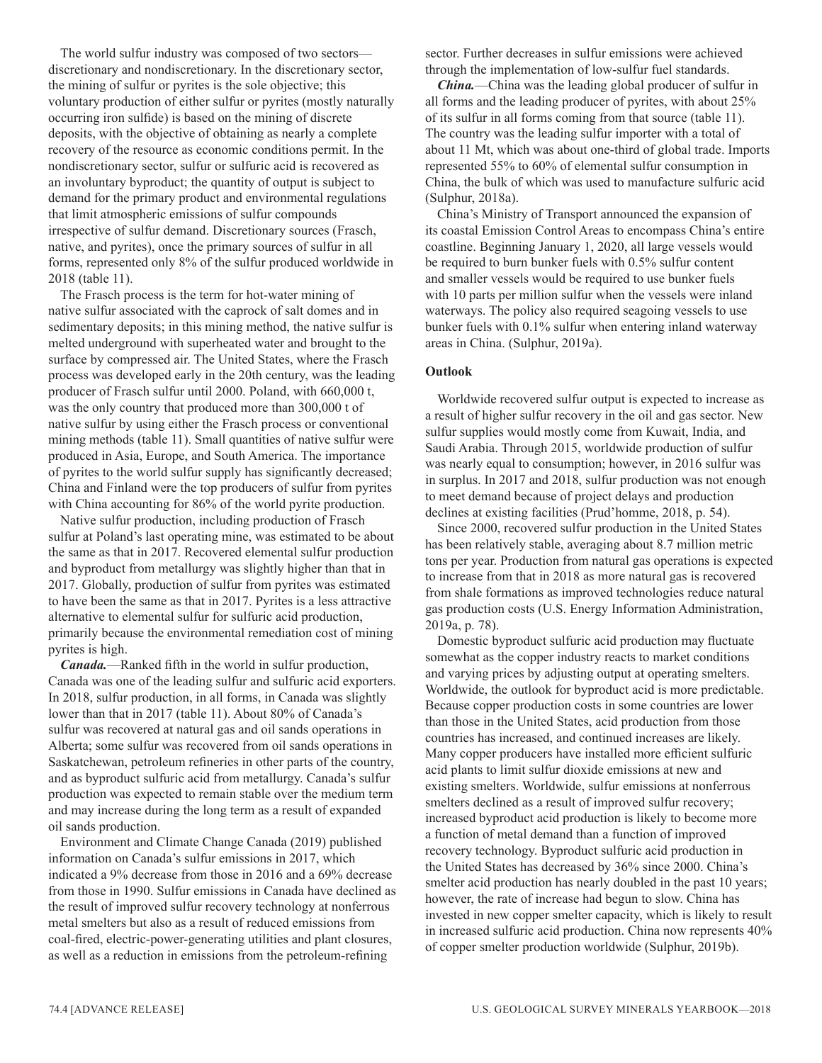The world sulfur industry was composed of two sectors—discretionary and nondiscretionary. In the discretionary sector, the mining of sulfur or pyrites is the sole objective; this voluntary production of either sulfur or pyrites (mostly naturally occurring iron sulfide) is based on the mining of discrete deposits, with the objective of obtaining as nearly a complete recovery of the resource as economic conditions permit. In the nondiscretionary sector, sulfur or sulfuric acid is recovered as an involuntary byproduct; the quantity of output is subject to demand for the primary product and environmental regulations that limit atmospheric emissions of sulfur compounds irrespective of sulfur demand. Discretionary sources (Frasch, native, and pyrites), once the primary sources of sulfur in all forms, represented only 8% of the sulfur produced worldwide in 2018 (table 11).

The Frasch process is the term for hot-water mining of native sulfur associated with the caprock of salt domes and in sedimentary deposits; in this mining method, the native sulfur is melted underground with superheated water and brought to the surface by compressed air. The United States, where the Frasch process was developed early in the 20th century, was the leading producer of Frasch sulfur until 2000. Poland, with 660,000 t, was the only country that produced more than 300,000 t of native sulfur by using either the Frasch process or conventional mining methods (table 11). Small quantities of native sulfur were produced in Asia, Europe, and South America. The importance of pyrites to the world sulfur supply has significantly decreased; China and Finland were the top producers of sulfur from pyrites with China accounting for 86% of the world pyrite production.

Native sulfur production, including production of Frasch sulfur at Poland's last operating mine, was estimated to be about the same as that in 2017. Recovered elemental sulfur production and byproduct from metallurgy was slightly higher than that in 2017. Globally, production of sulfur from pyrites was estimated to have been the same as that in 2017. Pyrites is a less attractive alternative to elemental sulfur for sulfuric acid production, primarily because the environmental remediation cost of mining pyrites is high.

***Canada.***—Ranked fifth in the world in sulfur production, Canada was one of the leading sulfur and sulfuric acid exporters. In 2018, sulfur production, in all forms, in Canada was slightly lower than that in 2017 (table 11). About 80% of Canada's sulfur was recovered at natural gas and oil sands operations in Alberta; some sulfur was recovered from oil sands operations in Saskatchewan, petroleum refineries in other parts of the country, and as byproduct sulfuric acid from metallurgy. Canada's sulfur production was expected to remain stable over the medium term and may increase during the long term as a result of expanded oil sands production.

Environment and Climate Change Canada (2019) published information on Canada's sulfur emissions in 2017, which indicated a 9% decrease from those in 2016 and a 69% decrease from those in 1990. Sulfur emissions in Canada have declined as the result of improved sulfur recovery technology at nonferrous metal smelters but also as a result of reduced emissions from coal-fired, electric-power-generating utilities and plant closures, as well as a reduction in emissions from the petroleum-refining sector. Further decreases in sulfur emissions were achieved through the implementation of low-sulfur fuel standards.

***China.***—China was the leading global producer of sulfur in all forms and the leading producer of pyrites, with about 25% of its sulfur in all forms coming from that source (table 11). The country was the leading sulfur importer with a total of about 11 Mt, which was about one-third of global trade. Imports represented 55% to 60% of elemental sulfur consumption in China, the bulk of which was used to manufacture sulfuric acid (Sulphur, 2018a).

China's Ministry of Transport announced the expansion of its coastal Emission Control Areas to encompass China's entire coastline. Beginning January 1, 2020, all large vessels would be required to burn bunker fuels with 0.5% sulfur content and smaller vessels would be required to use bunker fuels with 10 parts per million sulfur when the vessels were inland waterways. The policy also required seagoing vessels to use bunker fuels with 0.1% sulfur when entering inland waterway areas in China. (Sulphur, 2019a).

### Outlook

Worldwide recovered sulfur output is expected to increase as a result of higher sulfur recovery in the oil and gas sector. New sulfur supplies would mostly come from Kuwait, India, and Saudi Arabia. Through 2015, worldwide production of sulfur was nearly equal to consumption; however, in 2016 sulfur was in surplus. In 2017 and 2018, sulfur production was not enough to meet demand because of project delays and production declines at existing facilities (Prud'homme, 2018, p. 54).

Since 2000, recovered sulfur production in the United States has been relatively stable, averaging about 8.7 million metric tons per year. Production from natural gas operations is expected to increase from that in 2018 as more natural gas is recovered from shale formations as improved technologies reduce natural gas production costs (U.S. Energy Information Administration, 2019a, p. 78).

Domestic byproduct sulfuric acid production may fluctuate somewhat as the copper industry reacts to market conditions and varying prices by adjusting output at operating smelters. Worldwide, the outlook for byproduct acid is more predictable. Because copper production costs in some countries are lower than those in the United States, acid production from those countries has increased, and continued increases are likely. Many copper producers have installed more efficient sulfuric acid plants to limit sulfur dioxide emissions at new and existing smelters. Worldwide, sulfur emissions at nonferrous smelters declined as a result of improved sulfur recovery; increased byproduct acid production is likely to become more a function of metal demand than a function of improved recovery technology. Byproduct sulfuric acid production in the United States has decreased by 36% since 2000. China's smelter acid production has nearly doubled in the past 10 years; however, the rate of increase had begun to slow. China has invested in new copper smelter capacity, which is likely to result in increased sulfuric acid production. China now represents 40% of copper smelter production worldwide (Sulphur, 2019b).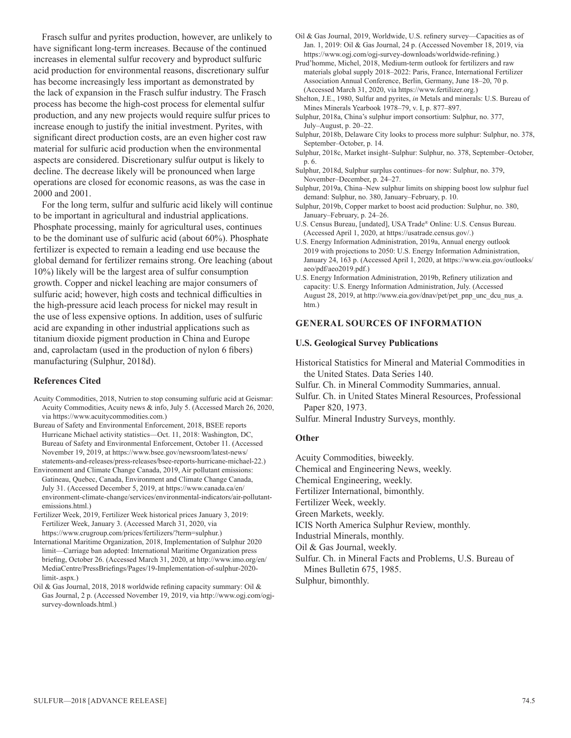Frasch sulfur and pyrites production, however, are unlikely to have significant long-term increases. Because of the continued increases in elemental sulfur recovery and byproduct sulfuric acid production for environmental reasons, discretionary sulfur has become increasingly less important as demonstrated by the lack of expansion in the Frasch sulfur industry. The Frasch process has become the high-cost process for elemental sulfur production, and any new projects would require sulfur prices to increase enough to justify the initial investment. Pyrites, with significant direct production costs, are an even higher cost raw material for sulfuric acid production when the environmental aspects are considered. Discretionary sulfur output is likely to decline. The decrease likely will be pronounced when large operations are closed for economic reasons, as was the case in 2000 and 2001.

For the long term, sulfur and sulfuric acid likely will continue to be important in agricultural and industrial applications. Phosphate processing, mainly for agricultural uses, continues to be the dominant use of sulfuric acid (about 60%). Phosphate fertilizer is expected to remain a leading end use because the global demand for fertilizer remains strong. Ore leaching (about 10%) likely will be the largest area of sulfur consumption growth. Copper and nickel leaching are major consumers of sulfuric acid; however, high costs and technical difficulties in the high-pressure acid leach process for nickel may result in the use of less expensive options. In addition, uses of sulfuric acid are expanding in other industrial applications such as titanium dioxide pigment production in China and Europe and, caprolactam (used in the production of nylon 6 fibers) manufacturing (Sulphur, 2018d).

### References Cited

Acuity Commodities, 2018, Nutrien to stop consuming sulfuric acid at Geismar: Acuity Commodities, Acuity news & info, July 5. (Accessed March 26, 2020, via https://www.acuitycommodities.com.)

Bureau of Safety and Environmental Enforcement, 2018, BSEE reports Hurricane Michael activity statistics—Oct. 11, 2018: Washington, DC, Bureau of Safety and Environmental Enforcement, October 11. (Accessed November 19, 2019, at https://www.bsee.gov/newsroom/latest-news/statements-and-releases/press-releases/bsee-reports-hurricane-michael-22.)

Environment and Climate Change Canada, 2019, Air pollutant emissions: Gatineau, Quebec, Canada, Environment and Climate Change Canada, July 31. (Accessed December 5, 2019, at https://www.canada.ca/en/environment-climate-change/services/environmental-indicators/air-pollutant-emissions.html.)

Fertilizer Week, 2019, Fertilizer Week historical prices January 3, 2019: Fertilizer Week, January 3. (Accessed March 31, 2020, via https://www.crugroup.com/prices/fertilizers/?term=sulphur.)

International Maritime Organization, 2018, Implementation of Sulphur 2020 limit—Carriage ban adopted: International Maritime Organization press briefing, October 26. (Accessed March 31, 2020, at http://www.imo.org/en/MediaCentre/PressBriefings/Pages/19-Implementation-of-sulphur-2020-limit-.aspx.)

Oil & Gas Journal, 2018, 2018 worldwide refining capacity summary: Oil & Gas Journal, 2 p. (Accessed November 19, 2019, via http://www.ogj.com/ogj-survey-downloads.html.)

Oil & Gas Journal, 2019, Worldwide, U.S. refinery survey—Capacities as of Jan. 1, 2019: Oil & Gas Journal, 24 p. (Accessed November 18, 2019, via https://www.ogj.com/ogj-survey-downloads/worldwide-refining.)

Prud'homme, Michel, 2018, Medium-term outlook for fertilizers and raw materials global supply 2018–2022: Paris, France, International Fertilizer Association Annual Conference, Berlin, Germany, June 18–20, 70 p. (Accessed March 31, 2020, via https://www.fertilizer.org.)

Shelton, J.E., 1980, Sulfur and pyrites, *in* Metals and minerals: U.S. Bureau of Mines Minerals Yearbook 1978–79, v. I, p. 877–897.

Sulphur, 2018a, China's sulphur import consortium: Sulphur, no. 377, July–August, p. 20–22.

Sulphur, 2018b, Delaware City looks to process more sulphur: Sulphur, no. 378, September–October, p. 14.

Sulphur, 2018c, Market insight–Sulphur: Sulphur, no. 378, September–October, p. 6.

Sulphur, 2018d, Sulphur surplus continues–for now: Sulphur, no. 379, November–December, p. 24–27.

Sulphur, 2019a, China–New sulphur limits on shipping boost low sulphur fuel demand: Sulphur, no. 380, January–February, p. 10.

Sulphur, 2019b, Copper market to boost acid production: Sulphur, no. 380, January–February, p. 24–26.

U.S. Census Bureau, [undated], USA Trade® Online: U.S. Census Bureau. (Accessed April 1, 2020, at https://usatrade.census.gov/.)

U.S. Energy Information Administration, 2019a, Annual energy outlook 2019 with projections to 2050: U.S. Energy Information Administration, January 24, 163 p. (Accessed April 1, 2020, at https://www.eia.gov/outlooks/aeo/pdf/aeo2019.pdf.)

U.S. Energy Information Administration, 2019b, Refinery utilization and capacity: U.S. Energy Information Administration, July. (Accessed August 28, 2019, at http://www.eia.gov/dnav/pet/pet_pnp_unc_dcu_nus_a.htm.)

## GENERAL SOURCES OF INFORMATION

### U.S. Geological Survey Publications

Historical Statistics for Mineral and Material Commodities in the United States. Data Series 140.

Sulfur. Ch. in Mineral Commodity Summaries, annual.

Sulfur. Ch. in United States Mineral Resources, Professional Paper 820, 1973.

Sulfur. Mineral Industry Surveys, monthly.

### Other

Acuity Commodities, biweekly.

Chemical and Engineering News, weekly.

Chemical Engineering, weekly.

Fertilizer International, bimonthly.

Fertilizer Week, weekly.

Green Markets, weekly.

ICIS North America Sulphur Review, monthly.

Industrial Minerals, monthly.

Oil & Gas Journal, weekly.

Sulfur. Ch. in Mineral Facts and Problems, U.S. Bureau of Mines Bulletin 675, 1985.

Sulphur, bimonthly.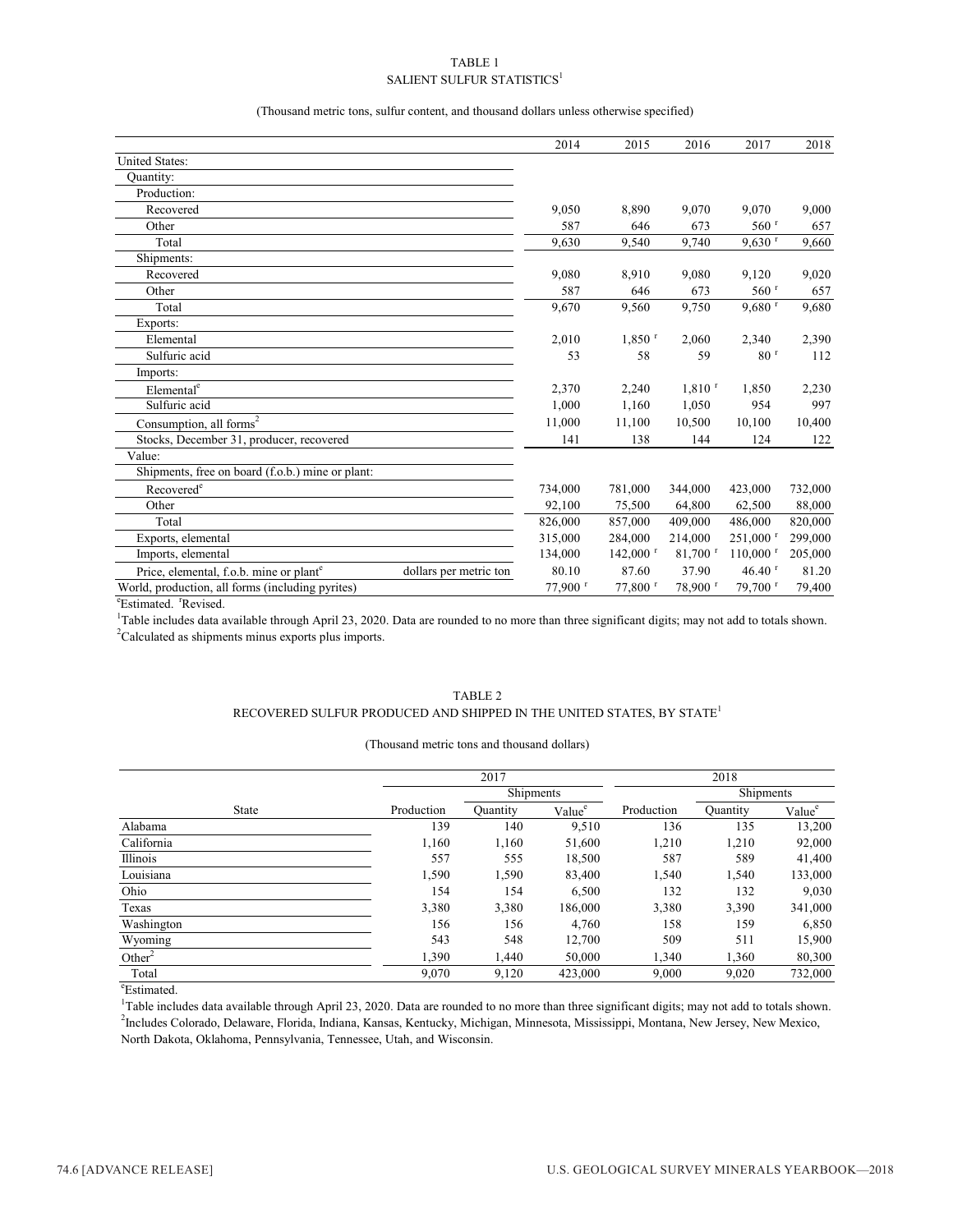TABLE 1
SALIENT SULFUR STATISTICS[1]

(Thousand metric tons, sulfur content, and thousand dollars unless otherwise specified)

| | | 2014 | 2015 | 2016 | 2017 | 2018 |
|---|---|---|---|---|---|---|
| United States: | | | | | | |
| Quantity: | | | | | | |
| Production: | | | | | | |
| Recovered | | 9,050 | 8,890 | 9,070 | 9,070 | 9,000 |
| Other | | 587 | 646 | 673 | 560 r | 657 |
| Total | | 9,630 | 9,540 | 9,740 | 9,630 r | 9,660 |
| Shipments: | | | | | | |
| Recovered | | 9,080 | 8,910 | 9,080 | 9,120 | 9,020 |
| Other | | 587 | 646 | 673 | 560 r | 657 |
| Total | | 9,670 | 9,560 | 9,750 | 9,680 r | 9,680 |
| Exports: | | | | | | |
| Elemental | | 2,010 | 1,850 r | 2,060 | 2,340 | 2,390 |
| Sulfuric acid | | 53 | 58 | 59 | 80 r | 112 |
| Imports: | | | | | | |
| Elemental[e] | | 2,370 | 2,240 | 1,810 r | 1,850 | 2,230 |
| Sulfuric acid | | 1,000 | 1,160 | 1,050 | 954 | 997 |
| Consumption, all forms[2] | | 11,000 | 11,100 | 10,500 | 10,100 | 10,400 |
| Stocks, December 31, producer, recovered | | 141 | 138 | 144 | 124 | 122 |
| Value: | | | | | | |
| Shipments, free on board (f.o.b.) mine or plant: | | | | | | |
| Recovered[e] | | 734,000 | 781,000 | 344,000 | 423,000 | 732,000 |
| Other | | 92,100 | 75,500 | 64,800 | 62,500 | 88,000 |
| Total | | 826,000 | 857,000 | 409,000 | 486,000 | 820,000 |
| Exports, elemental | | 315,000 | 284,000 | 214,000 | 251,000 r | 299,000 |
| Imports, elemental | | 134,000 | 142,000 r | 81,700 r | 110,000 r | 205,000 |
| Price, elemental, f.o.b. mine or plant[e] | dollars per metric ton | 80.10 | 87.60 | 37.90 | 46.40 r | 81.20 |
| World, production, all forms (including pyrites) | | 77,900 r | 77,800 r | 78,900 r | 79,700 r | 79,400 |

[e]Estimated. [r]Revised.

[1]Table includes data available through April 23, 2020. Data are rounded to no more than three significant digits; may not add to totals shown.

[2]Calculated as shipments minus exports plus imports.

TABLE 2
RECOVERED SULFUR PRODUCED AND SHIPPED IN THE UNITED STATES, BY STATE[1]

(Thousand metric tons and thousand dollars)

| | 2017 | | | 2018 | | |
|---|---|---|---|---|---|---|
| | | Shipments | | | Shipments | |
| State | Production | Quantity | Value[e] | Production | Quantity | Value[e] |
| Alabama | 139 | 140 | 9,510 | 136 | 135 | 13,200 |
| California | 1,160 | 1,160 | 51,600 | 1,210 | 1,210 | 92,000 |
| Illinois | 557 | 555 | 18,500 | 587 | 589 | 41,400 |
| Louisiana | 1,590 | 1,590 | 83,400 | 1,540 | 1,540 | 133,000 |
| Ohio | 154 | 154 | 6,500 | 132 | 132 | 9,030 |
| Texas | 3,380 | 3,380 | 186,000 | 3,380 | 3,390 | 341,000 |
| Washington | 156 | 156 | 4,760 | 158 | 159 | 6,850 |
| Wyoming | 543 | 548 | 12,700 | 509 | 511 | 15,900 |
| Other[2] | 1,390 | 1,440 | 50,000 | 1,340 | 1,360 | 80,300 |
| Total | 9,070 | 9,120 | 423,000 | 9,000 | 9,020 | 732,000 |

[e]Estimated.

[1]Table includes data available through April 23, 2020. Data are rounded to no more than three significant digits; may not add to totals shown.

[2]Includes Colorado, Delaware, Florida, Indiana, Kansas, Kentucky, Michigan, Minnesota, Mississippi, Montana, New Jersey, New Mexico, North Dakota, Oklahoma, Pennsylvania, Tennessee, Utah, and Wisconsin.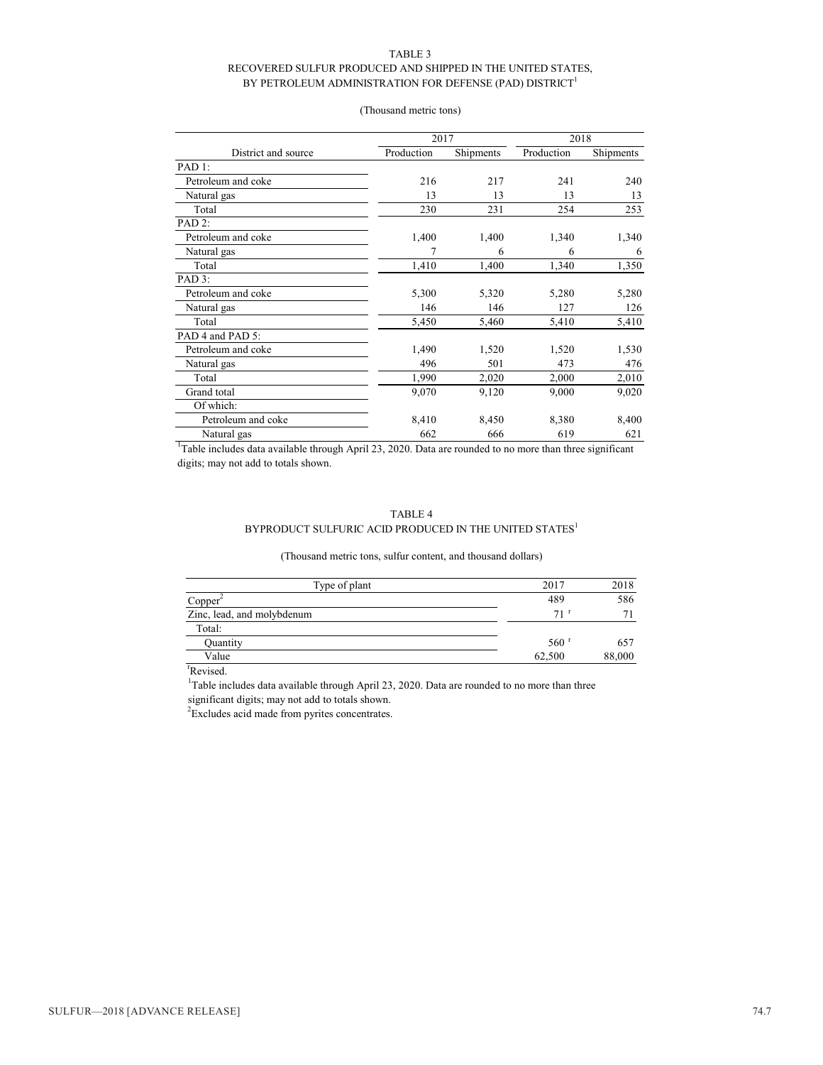TABLE 3
RECOVERED SULFUR PRODUCED AND SHIPPED IN THE UNITED STATES, BY PETROLEUM ADMINISTRATION FOR DEFENSE (PAD) DISTRICT[1]

(Thousand metric tons)

| District and source | 2017 | | 2018 | |
|---|---|---|---|---|
| | Production | Shipments | Production | Shipments |
| PAD 1: | | | | |
| Petroleum and coke | 216 | 217 | 241 | 240 |
| Natural gas | 13 | 13 | 13 | 13 |
| Total | 230 | 231 | 254 | 253 |
| PAD 2: | | | | |
| Petroleum and coke | 1,400 | 1,400 | 1,340 | 1,340 |
| Natural gas | 7 | 6 | 6 | 6 |
| Total | 1,410 | 1,400 | 1,340 | 1,350 |
| PAD 3: | | | | |
| Petroleum and coke | 5,300 | 5,320 | 5,280 | 5,280 |
| Natural gas | 146 | 146 | 127 | 126 |
| Total | 5,450 | 5,460 | 5,410 | 5,410 |
| PAD 4 and PAD 5: | | | | |
| Petroleum and coke | 1,490 | 1,520 | 1,520 | 1,530 |
| Natural gas | 496 | 501 | 473 | 476 |
| Total | 1,990 | 2,020 | 2,000 | 2,010 |
| Grand total | 9,070 | 9,120 | 9,000 | 9,020 |
| Of which: | | | | |
| Petroleum and coke | 8,410 | 8,450 | 8,380 | 8,400 |
| Natural gas | 662 | 666 | 619 | 621 |

[1]Table includes data available through April 23, 2020. Data are rounded to no more than three significant digits; may not add to totals shown.

TABLE 4
BYPRODUCT SULFURIC ACID PRODUCED IN THE UNITED STATES[1]

(Thousand metric tons, sulfur content, and thousand dollars)

| Type of plant | 2017 | 2018 |
|---|---|---|
| Copper[2] | 489 | 586 |
| Zinc, lead, and molybdenum | 71 [r] | 71 |
| Total: | | |
| Quantity | 560 [r] | 657 |
| Value | 62,500 | 88,000 |

[r]Revised.
[1]Table includes data available through April 23, 2020. Data are rounded to no more than three significant digits; may not add to totals shown.
[2]Excludes acid made from pyrites concentrates.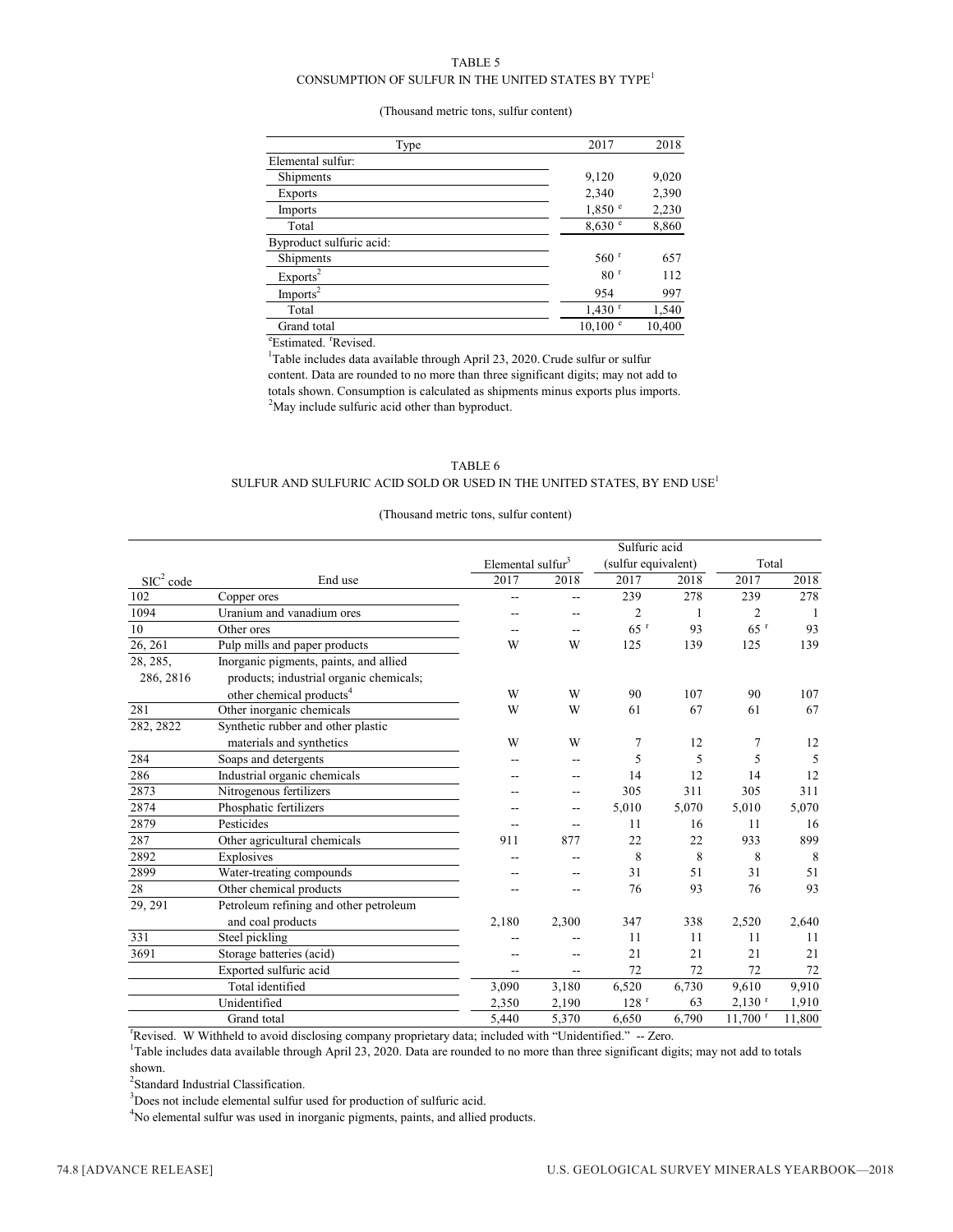TABLE 5
CONSUMPTION OF SULFUR IN THE UNITED STATES BY TYPE[1]

(Thousand metric tons, sulfur content)

| Type | 2017 | 2018 |
|---|---|---|
| Elemental sulfur: | | |
| Shipments | 9,120 | 9,020 |
| Exports | 2,340 | 2,390 |
| Imports | 1,850 e | 2,230 |
| Total | 8,630 e | 8,860 |
| Byproduct sulfuric acid: | | |
| Shipments | 560 r | 657 |
| Exports[2] | 80 r | 112 |
| Imports[2] | 954 | 997 |
| Total | 1,430 r | 1,540 |
| Grand total | 10,100 e | 10,400 |

eEstimated. rRevised.

[1]Table includes data available through April 23, 2020. Crude sulfur or sulfur content. Data are rounded to no more than three significant digits; may not add to totals shown. Consumption is calculated as shipments minus exports plus imports.

[2]May include sulfuric acid other than byproduct.

TABLE 6
SULFUR AND SULFURIC ACID SOLD OR USED IN THE UNITED STATES, BY END USE[1]

(Thousand metric tons, sulfur content)

| | | Elemental sulfur[3] | | Sulfuric acid (sulfur equivalent) | | Total | |
|---|---|---|---|---|---|---|---|
| SIC[2] code | End use | 2017 | 2018 | 2017 | 2018 | 2017 | 2018 |
| 102 | Copper ores | -- | -- | 239 | 278 | 239 | 278 |
| 1094 | Uranium and vanadium ores | -- | -- | 2 | 1 | 2 | 1 |
| 10 | Other ores | -- | -- | 65 r | 93 | 65 r | 93 |
| 26, 261 | Pulp mills and paper products | W | W | 125 | 139 | 125 | 139 |
| 28, 285, 286, 2816 | Inorganic pigments, paints, and allied products; industrial organic chemicals; other chemical products[4] | W | W | 90 | 107 | 90 | 107 |
| 281 | Other inorganic chemicals | W | W | 61 | 67 | 61 | 67 |
| 282, 2822 | Synthetic rubber and other plastic materials and synthetics | W | W | 7 | 12 | 7 | 12 |
| 284 | Soaps and detergents | -- | -- | 5 | 5 | 5 | 5 |
| 286 | Industrial organic chemicals | -- | -- | 14 | 12 | 14 | 12 |
| 2873 | Nitrogenous fertilizers | -- | -- | 305 | 311 | 305 | 311 |
| 2874 | Phosphatic fertilizers | -- | -- | 5,010 | 5,070 | 5,010 | 5,070 |
| 2879 | Pesticides | -- | -- | 11 | 16 | 11 | 16 |
| 287 | Other agricultural chemicals | 911 | 877 | 22 | 22 | 933 | 899 |
| 2892 | Explosives | -- | -- | 8 | 8 | 8 | 8 |
| 2899 | Water-treating compounds | -- | -- | 31 | 51 | 31 | 51 |
| 28 | Other chemical products | -- | -- | 76 | 93 | 76 | 93 |
| 29, 291 | Petroleum refining and other petroleum and coal products | 2,180 | 2,300 | 347 | 338 | 2,520 | 2,640 |
| 331 | Steel pickling | -- | -- | 11 | 11 | 11 | 11 |
| 3691 | Storage batteries (acid) | -- | -- | 21 | 21 | 21 | 21 |
| | Exported sulfuric acid | -- | -- | 72 | 72 | 72 | 72 |
| | Total identified | 3,090 | 3,180 | 6,520 | 6,730 | 9,610 | 9,910 |
| | Unidentified | 2,350 | 2,190 | 128 r | 63 | 2,130 r | 1,910 |
| | Grand total | 5,440 | 5,370 | 6,650 | 6,790 | 11,700 r | 11,800 |

rRevised. W Withheld to avoid disclosing company proprietary data; included with "Unidentified." -- Zero.

[1]Table includes data available through April 23, 2020. Data are rounded to no more than three significant digits; may not add to totals shown.

[2]Standard Industrial Classification.

[3]Does not include elemental sulfur used for production of sulfuric acid.

[4]No elemental sulfur was used in inorganic pigments, paints, and allied products.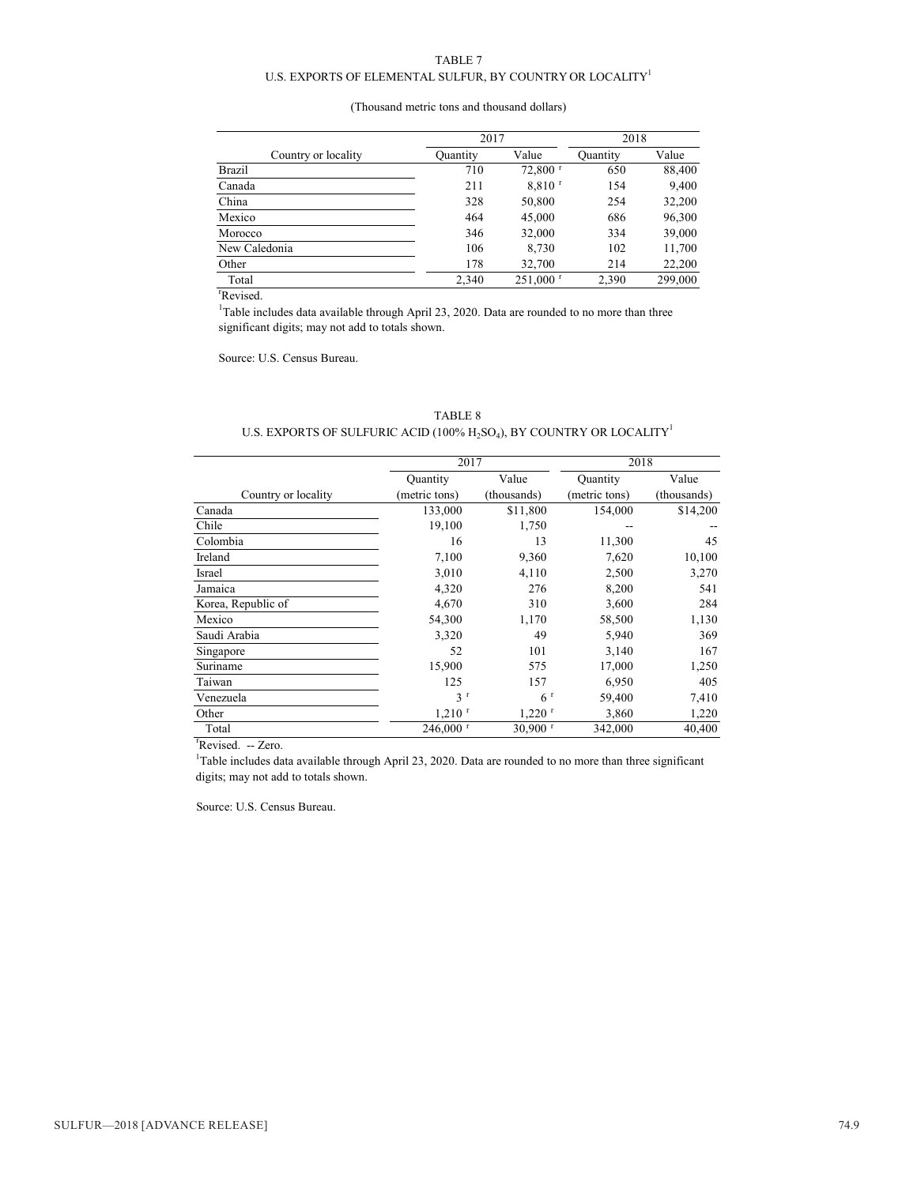TABLE 7

U.S. EXPORTS OF ELEMENTAL SULFUR, BY COUNTRY OR LOCALITY[1]

(Thousand metric tons and thousand dollars)

| | 2017 | | 2018 | |
|---|---|---|---|---|
| Country or locality | Quantity | Value | Quantity | Value |
| Brazil | 710 | 72,800 r | 650 | 88,400 |
| Canada | 211 | 8,810 r | 154 | 9,400 |
| China | 328 | 50,800 | 254 | 32,200 |
| Mexico | 464 | 45,000 | 686 | 96,300 |
| Morocco | 346 | 32,000 | 334 | 39,000 |
| New Caledonia | 106 | 8,730 | 102 | 11,700 |
| Other | 178 | 32,700 | 214 | 22,200 |
| Total | 2,340 | 251,000 r | 2,390 | 299,000 |

rRevised.

[1]Table includes data available through April 23, 2020. Data are rounded to no more than three significant digits; may not add to totals shown.

Source: U.S. Census Bureau.

TABLE 8

U.S. EXPORTS OF SULFURIC ACID (100% $H_2SO_4$), BY COUNTRY OR LOCALITY[1]

| | 2017 | | 2018 | |
|---|---|---|---|---|
| Country or locality | Quantity (metric tons) | Value (thousands) | Quantity (metric tons) | Value (thousands) |
| Canada | 133,000 | $11,800 | 154,000 | $14,200 |
| Chile | 19,100 | 1,750 | -- | -- |
| Colombia | 16 | 13 | 11,300 | 45 |
| Ireland | 7,100 | 9,360 | 7,620 | 10,100 |
| Israel | 3,010 | 4,110 | 2,500 | 3,270 |
| Jamaica | 4,320 | 276 | 8,200 | 541 |
| Korea, Republic of | 4,670 | 310 | 3,600 | 284 |
| Mexico | 54,300 | 1,170 | 58,500 | 1,130 |
| Saudi Arabia | 3,320 | 49 | 5,940 | 369 |
| Singapore | 52 | 101 | 3,140 | 167 |
| Suriname | 15,900 | 575 | 17,000 | 1,250 |
| Taiwan | 125 | 157 | 6,950 | 405 |
| Venezuela | 3 r | 6 r | 59,400 | 7,410 |
| Other | 1,210 r | 1,220 r | 3,860 | 1,220 |
| Total | 246,000 r | 30,900 r | 342,000 | 40,400 |

rRevised. -- Zero.

[1]Table includes data available through April 23, 2020. Data are rounded to no more than three significant digits; may not add to totals shown.

Source: U.S. Census Bureau.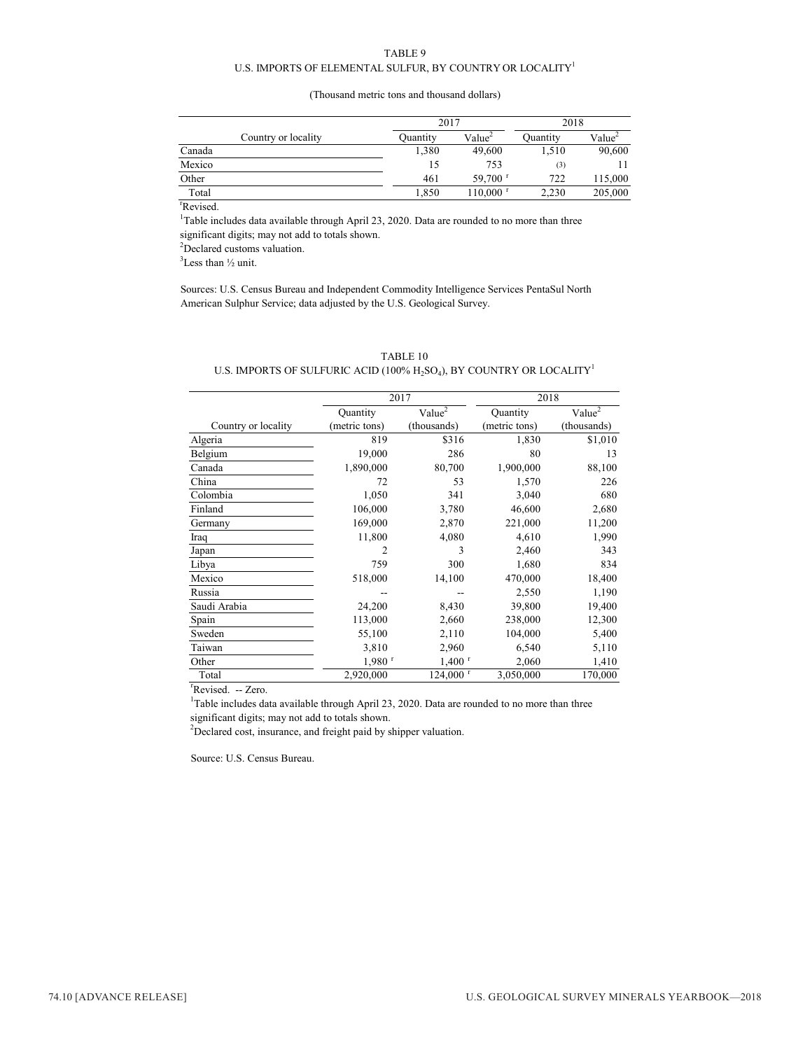TABLE 9
U.S. IMPORTS OF ELEMENTAL SULFUR, BY COUNTRY OR LOCALITY[1]

(Thousand metric tons and thousand dollars)

| | 2017 | | 2018 | |
|---|---|---|---|---|
| Country or locality | Quantity | Value[2] | Quantity | Value[2] |
| Canada | 1,380 | 49,600 | 1,510 | 90,600 |
| Mexico | 15 | 753 | (3) | 11 |
| Other | 461 | 59,700 r | 722 | 115,000 |
| Total | 1,850 | 110,000 r | 2,230 | 205,000 |

r Revised.
[1] Table includes data available through April 23, 2020. Data are rounded to no more than three significant digits; may not add to totals shown.
[2] Declared customs valuation.
[3] Less than ½ unit.

Sources: U.S. Census Bureau and Independent Commodity Intelligence Services PentaSul North American Sulphur Service; data adjusted by the U.S. Geological Survey.

TABLE 10
U.S. IMPORTS OF SULFURIC ACID (100% $H_2SO_4$), BY COUNTRY OR LOCALITY[1]

| | 2017 | | 2018 | |
|---|---|---|---|---|
| Country or locality | Quantity (metric tons) | Value[2] (thousands) | Quantity (metric tons) | Value[2] (thousands) |
| Algeria | 819 | $316 | 1,830 | $1,010 |
| Belgium | 19,000 | 286 | 80 | 13 |
| Canada | 1,890,000 | 80,700 | 1,900,000 | 88,100 |
| China | 72 | 53 | 1,570 | 226 |
| Colombia | 1,050 | 341 | 3,040 | 680 |
| Finland | 106,000 | 3,780 | 46,600 | 2,680 |
| Germany | 169,000 | 2,870 | 221,000 | 11,200 |
| Iraq | 11,800 | 4,080 | 4,610 | 1,990 |
| Japan | 2 | 3 | 2,460 | 343 |
| Libya | 759 | 300 | 1,680 | 834 |
| Mexico | 518,000 | 14,100 | 470,000 | 18,400 |
| Russia | -- | -- | 2,550 | 1,190 |
| Saudi Arabia | 24,200 | 8,430 | 39,800 | 19,400 |
| Spain | 113,000 | 2,660 | 238,000 | 12,300 |
| Sweden | 55,100 | 2,110 | 104,000 | 5,400 |
| Taiwan | 3,810 | 2,960 | 6,540 | 5,110 |
| Other | 1,980 r | 1,400 r | 2,060 | 1,410 |
| Total | 2,920,000 | 124,000 r | 3,050,000 | 170,000 |

r Revised. -- Zero.
[1] Table includes data available through April 23, 2020. Data are rounded to no more than three significant digits; may not add to totals shown.
[2] Declared cost, insurance, and freight paid by shipper valuation.

Source: U.S. Census Bureau.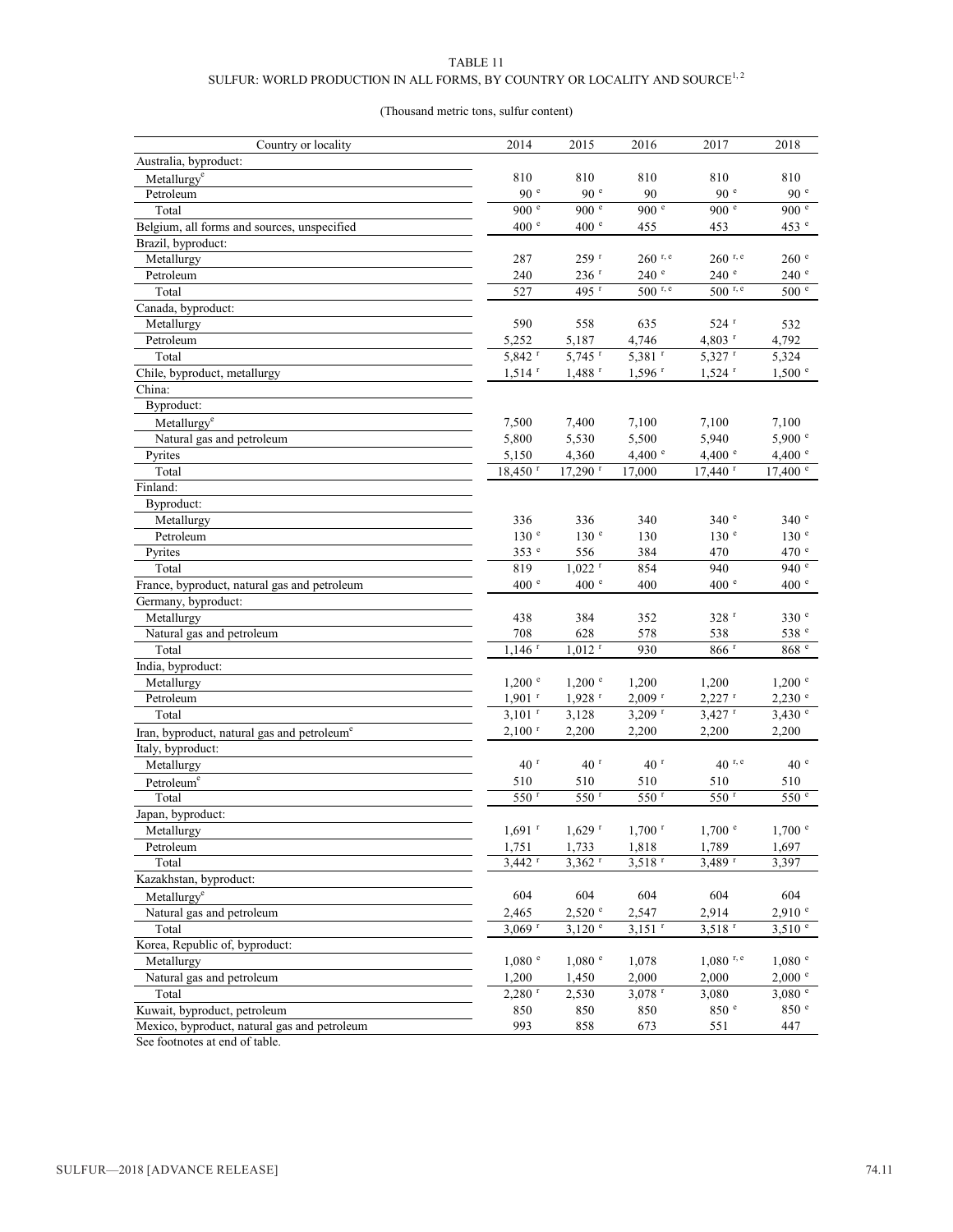TABLE 11

SULFUR: WORLD PRODUCTION IN ALL FORMS, BY COUNTRY OR LOCALITY AND SOURCE[1, 2]

(Thousand metric tons, sulfur content)

| Country or locality | 2014 | 2015 | 2016 | 2017 | 2018 |
|---|---|---|---|---|---|
| Australia, byproduct: | | | | | |
| Metallurgy[e] | 810 | 810 | 810 | 810 | 810 |
| Petroleum | 90 [e] | 90 [e] | 90 | 90 [e] | 90 [e] |
| Total | 900 [e] | 900 [e] | 900 [e] | 900 [e] | 900 [e] |
| Belgium, all forms and sources, unspecified | 400 [e] | 400 [e] | 455 | 453 | 453 [e] |
| Brazil, byproduct: | | | | | |
| Metallurgy | 287 | 259 [r] | 260 [r, e] | 260 [r, e] | 260 [e] |
| Petroleum | 240 | 236 [r] | 240 [e] | 240 [e] | 240 [e] |
| Total | 527 | 495 [r] | 500 [r, e] | 500 [r, e] | 500 [e] |
| Canada, byproduct: | | | | | |
| Metallurgy | 590 | 558 | 635 | 524 [r] | 532 |
| Petroleum | 5,252 | 5,187 | 4,746 | 4,803 [r] | 4,792 |
| Total | 5,842 [r] | 5,745 [r] | 5,381 [r] | 5,327 [r] | 5,324 |
| Chile, byproduct, metallurgy | 1,514 [r] | 1,488 [r] | 1,596 [r] | 1,524 [r] | 1,500 [e] |
| China: | | | | | |
| Byproduct: | | | | | |
| Metallurgy[e] | 7,500 | 7,400 | 7,100 | 7,100 | 7,100 |
| Natural gas and petroleum | 5,800 | 5,530 | 5,500 | 5,940 | 5,900 [e] |
| Pyrites | 5,150 | 4,360 | 4,400 [e] | 4,400 [e] | 4,400 [e] |
| Total | 18,450 [r] | 17,290 [r] | 17,000 | 17,440 [r] | 17,400 [e] |
| Finland: | | | | | |
| Byproduct: | | | | | |
| Metallurgy | 336 | 336 | 340 | 340 [e] | 340 [e] |
| Petroleum | 130 [e] | 130 [e] | 130 | 130 [e] | 130 [e] |
| Pyrites | 353 [e] | 556 | 384 | 470 | 470 [e] |
| Total | 819 | 1,022 [r] | 854 | 940 | 940 [e] |
| France, byproduct, natural gas and petroleum | 400 [e] | 400 [e] | 400 | 400 [e] | 400 [e] |
| Germany, byproduct: | | | | | |
| Metallurgy | 438 | 384 | 352 | 328 [r] | 330 [e] |
| Natural gas and petroleum | 708 | 628 | 578 | 538 | 538 [e] |
| Total | 1,146 [r] | 1,012 [r] | 930 | 866 [r] | 868 [e] |
| India, byproduct: | | | | | |
| Metallurgy | 1,200 [e] | 1,200 [e] | 1,200 | 1,200 | 1,200 [e] |
| Petroleum | 1,901 [r] | 1,928 [r] | 2,009 [r] | 2,227 [r] | 2,230 [e] |
| Total | 3,101 [r] | 3,128 | 3,209 [r] | 3,427 [r] | 3,430 [e] |
| Iran, byproduct, natural gas and petroleum[e] | 2,100 [r] | 2,200 | 2,200 | 2,200 | 2,200 |
| Italy, byproduct: | | | | | |
| Metallurgy | 40 [r] | 40 [r] | 40 [r] | 40 [r, e] | 40 [e] |
| Petroleum[e] | 510 | 510 | 510 | 510 | 510 |
| Total | 550 [r] | 550 [r] | 550 [r] | 550 [r] | 550 [e] |
| Japan, byproduct: | | | | | |
| Metallurgy | 1,691 [r] | 1,629 [r] | 1,700 [r] | 1,700 [e] | 1,700 [e] |
| Petroleum | 1,751 | 1,733 | 1,818 | 1,789 | 1,697 |
| Total | 3,442 [r] | 3,362 [r] | 3,518 [r] | 3,489 [r] | 3,397 |
| Kazakhstan, byproduct: | | | | | |
| Metallurgy[e] | 604 | 604 | 604 | 604 | 604 |
| Natural gas and petroleum | 2,465 | 2,520 [e] | 2,547 | 2,914 | 2,910 [e] |
| Total | 3,069 [r] | 3,120 [e] | 3,151 [r] | 3,518 [r] | 3,510 [e] |
| Korea, Republic of, byproduct: | | | | | |
| Metallurgy | 1,080 [e] | 1,080 [e] | 1,078 | 1,080 [r, e] | 1,080 [e] |
| Natural gas and petroleum | 1,200 | 1,450 | 2,000 | 2,000 | 2,000 [e] |
| Total | 2,280 [r] | 2,530 | 3,078 [r] | 3,080 | 3,080 [e] |
| Kuwait, byproduct, petroleum | 850 | 850 | 850 | 850 [e] | 850 [e] |
| Mexico, byproduct, natural gas and petroleum | 993 | 858 | 673 | 551 | 447 |

See footnotes at end of table.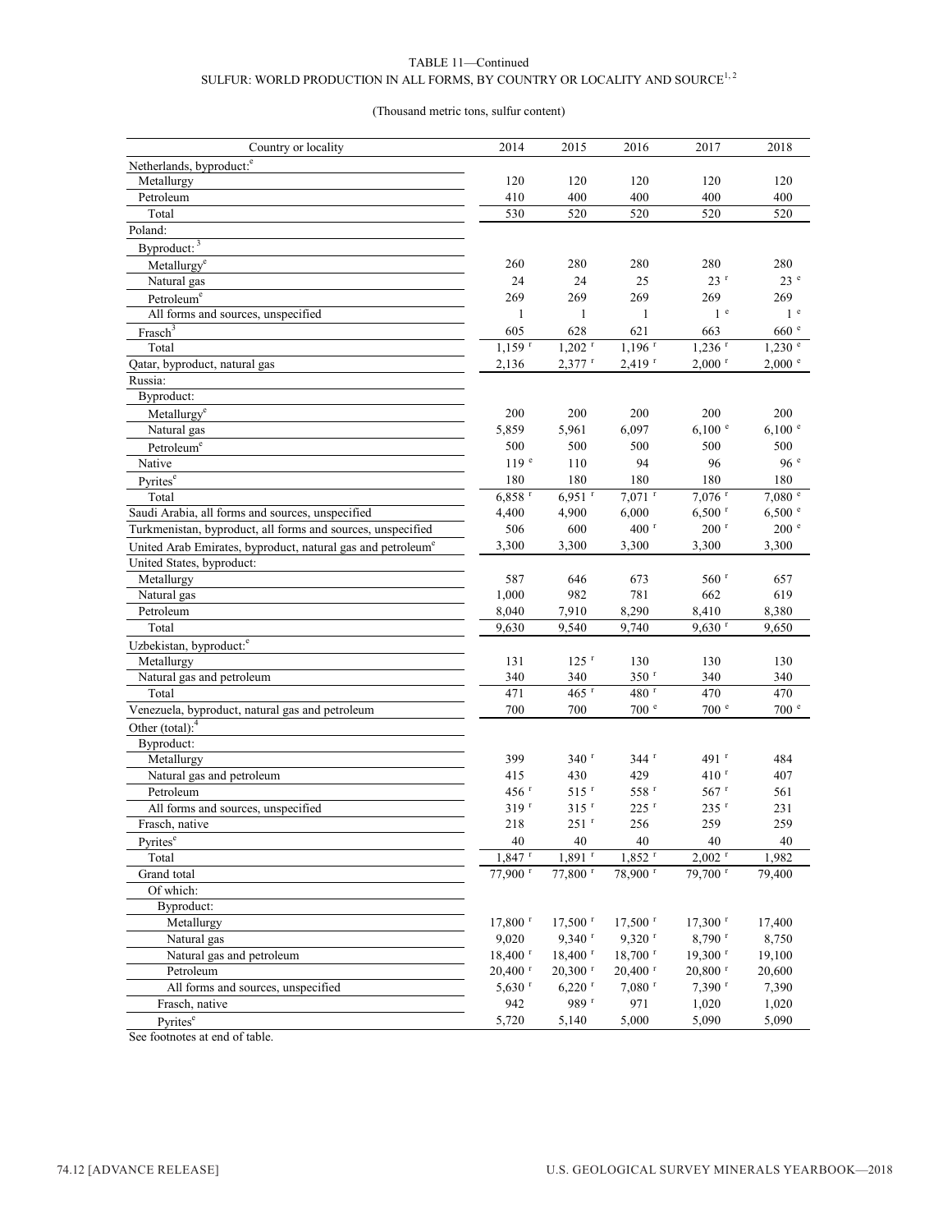TABLE 11—Continued
SULFUR: WORLD PRODUCTION IN ALL FORMS, BY COUNTRY OR LOCALITY AND SOURCE[1, 2]

(Thousand metric tons, sulfur content)

| Country or locality | 2014 | 2015 | 2016 | 2017 | 2018 |
|---|---|---|---|---|---|
| Netherlands, byproduct:[e] | | | | | |
| Metallurgy | 120 | 120 | 120 | 120 | 120 |
| Petroleum | 410 | 400 | 400 | 400 | 400 |
| Total | 530 | 520 | 520 | 520 | 520 |
| Poland: | | | | | |
| Byproduct:[3] | | | | | |
| Metallurgy[e] | 260 | 280 | 280 | 280 | 280 |
| Natural gas | 24 | 24 | 25 | 23 [r] | 23 [e] |
| Petroleum[e] | 269 | 269 | 269 | 269 | 269 |
| All forms and sources, unspecified | 1 | 1 | 1 | 1 [e] | 1 [e] |
| Frasch[3] | 605 | 628 | 621 | 663 | 660 [e] |
| Total | 1,159 [r] | 1,202 [r] | 1,196 [r] | 1,236 [r] | 1,230 [e] |
| Qatar, byproduct, natural gas | 2,136 | 2,377 [r] | 2,419 [r] | 2,000 [r] | 2,000 [e] |
| Russia: | | | | | |
| Byproduct: | | | | | |
| Metallurgy[e] | 200 | 200 | 200 | 200 | 200 |
| Natural gas | 5,859 | 5,961 | 6,097 | 6,100 [e] | 6,100 [e] |
| Petroleum[e] | 500 | 500 | 500 | 500 | 500 |
| Native | 119 [e] | 110 | 94 | 96 | 96 [e] |
| Pyrites[e] | 180 | 180 | 180 | 180 | 180 |
| Total | 6,858 [r] | 6,951 [r] | 7,071 [r] | 7,076 [r] | 7,080 [e] |
| Saudi Arabia, all forms and sources, unspecified | 4,400 | 4,900 | 6,000 | 6,500 [r] | 6,500 [e] |
| Turkmenistan, byproduct, all forms and sources, unspecified | 506 | 600 | 400 [r] | 200 [r] | 200 [e] |
| United Arab Emirates, byproduct, natural gas and petroleum[e] | 3,300 | 3,300 | 3,300 | 3,300 | 3,300 |
| United States, byproduct: | | | | | |
| Metallurgy | 587 | 646 | 673 | 560 [r] | 657 |
| Natural gas | 1,000 | 982 | 781 | 662 | 619 |
| Petroleum | 8,040 | 7,910 | 8,290 | 8,410 | 8,380 |
| Total | 9,630 | 9,540 | 9,740 | 9,630 [r] | 9,650 |
| Uzbekistan, byproduct:[e] | | | | | |
| Metallurgy | 131 | 125 [r] | 130 | 130 | 130 |
| Natural gas and petroleum | 340 | 340 | 350 [r] | 340 | 340 |
| Total | 471 | 465 [r] | 480 [r] | 470 | 470 |
| Venezuela, byproduct, natural gas and petroleum | 700 | 700 | 700 [e] | 700 [e] | 700 [e] |
| Other (total):[4] | | | | | |
| Byproduct: | | | | | |
| Metallurgy | 399 | 340 [r] | 344 [r] | 491 [r] | 484 |
| Natural gas and petroleum | 415 | 430 | 429 | 410 [r] | 407 |
| Petroleum | 456 [r] | 515 [r] | 558 [r] | 567 [r] | 561 |
| All forms and sources, unspecified | 319 [r] | 315 [r] | 225 [r] | 235 [r] | 231 |
| Frasch, native | 218 | 251 [r] | 256 | 259 | 259 |
| Pyrites[e] | 40 | 40 | 40 | 40 | 40 |
| Total | 1,847 [r] | 1,891 [r] | 1,852 [r] | 2,002 [r] | 1,982 |
| Grand total | 77,900 [r] | 77,800 [r] | 78,900 [r] | 79,700 [r] | 79,400 |
| Of which: | | | | | |
| Byproduct: | | | | | |
| Metallurgy | 17,800 [r] | 17,500 [r] | 17,500 [r] | 17,300 [r] | 17,400 |
| Natural gas | 9,020 | 9,340 [r] | 9,320 [r] | 8,790 [r] | 8,750 |
| Natural gas and petroleum | 18,400 [r] | 18,400 [r] | 18,700 [r] | 19,300 [r] | 19,100 |
| Petroleum | 20,400 [r] | 20,300 [r] | 20,400 [r] | 20,800 [r] | 20,600 |
| All forms and sources, unspecified | 5,630 [r] | 6,220 [r] | 7,080 [r] | 7,390 [r] | 7,390 |
| Frasch, native | 942 | 989 [r] | 971 | 1,020 | 1,020 |
| Pyrites[e] | 5,720 | 5,140 | 5,000 | 5,090 | 5,090 |

See footnotes at end of table.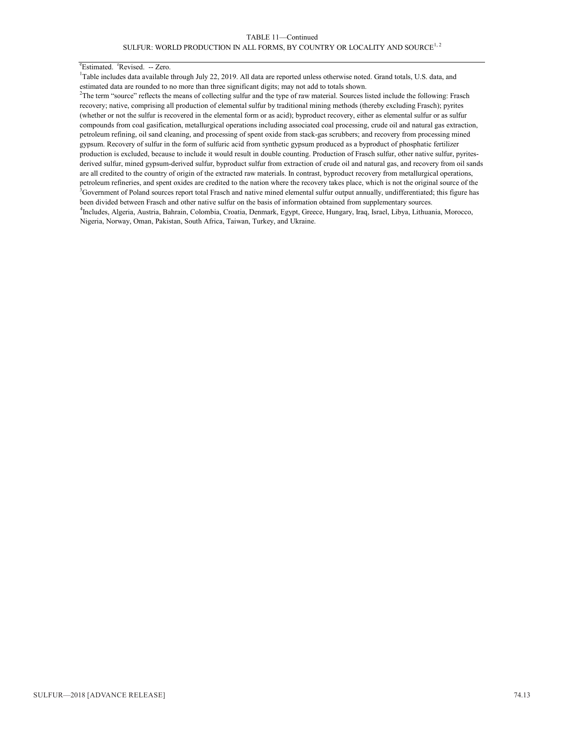TABLE 11—Continued

SULFUR: WORLD PRODUCTION IN ALL FORMS, BY COUNTRY OR LOCALITY AND SOURCE[1, 2]

[e]Estimated. [r]Revised. -- Zero.

[1]Table includes data available through July 22, 2019. All data are reported unless otherwise noted. Grand totals, U.S. data, and estimated data are rounded to no more than three significant digits; may not add to totals shown.

[2]The term "source" reflects the means of collecting sulfur and the type of raw material. Sources listed include the following: Frasch recovery; native, comprising all production of elemental sulfur by traditional mining methods (thereby excluding Frasch); pyrites (whether or not the sulfur is recovered in the elemental form or as acid); byproduct recovery, either as elemental sulfur or as sulfur compounds from coal gasification, metallurgical operations including associated coal processing, crude oil and natural gas extraction, petroleum refining, oil sand cleaning, and processing of spent oxide from stack-gas scrubbers; and recovery from processing mined gypsum. Recovery of sulfur in the form of sulfuric acid from synthetic gypsum produced as a byproduct of phosphatic fertilizer production is excluded, because to include it would result in double counting. Production of Frasch sulfur, other native sulfur, pyrites-derived sulfur, mined gypsum-derived sulfur, byproduct sulfur from extraction of crude oil and natural gas, and recovery from oil sands are all credited to the country of origin of the extracted raw materials. In contrast, byproduct recovery from metallurgical operations, petroleum refineries, and spent oxides are credited to the nation where the recovery takes place, which is not the original source of the

[3]Government of Poland sources report total Frasch and native mined elemental sulfur output annually, undifferentiated; this figure has been divided between Frasch and other native sulfur on the basis of information obtained from supplementary sources.

[4]Includes, Algeria, Austria, Bahrain, Colombia, Croatia, Denmark, Egypt, Greece, Hungary, Iraq, Israel, Libya, Lithuania, Morocco, Nigeria, Norway, Oman, Pakistan, South Africa, Taiwan, Turkey, and Ukraine.